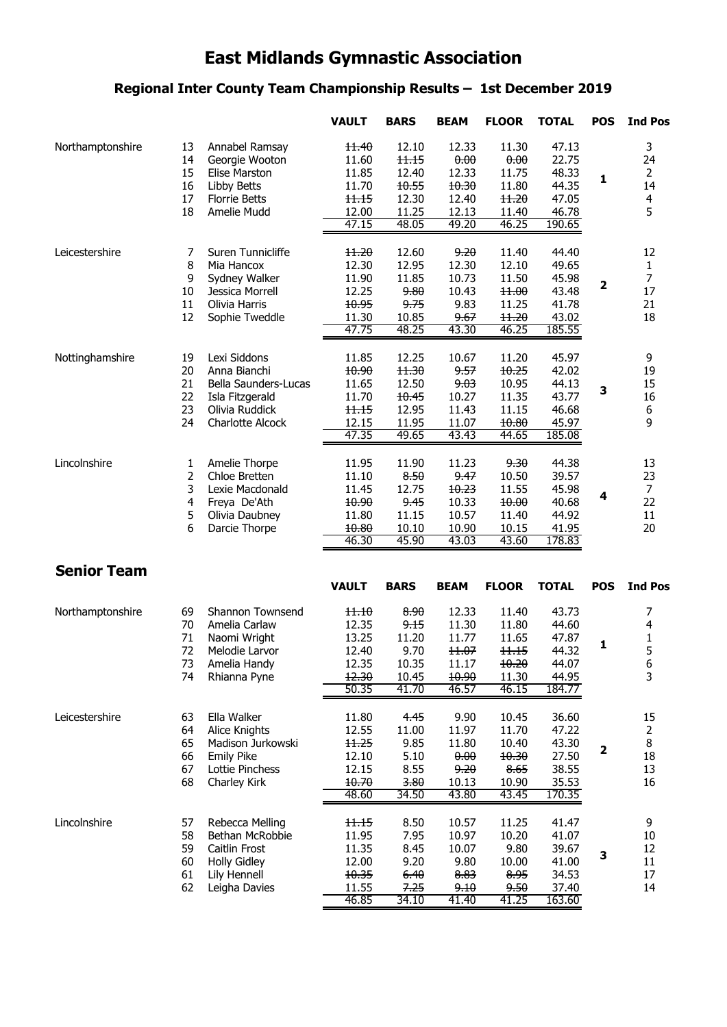# East Midlands Gymnastic Association

## Regional Inter County Team Championship Results – 1st December 2019

| | | | VAULT | BARS | BEAM | FLOOR | TOTAL | POS | Ind Pos |
|---|---|---|---|---|---|---|---|---|---|
| Northamptonshire | 13 | Annabel Ramsay | ~~11.40~~ | 12.10 | 12.33 | 11.30 | 47.13 | | 3 |
| | 14 | Georgie Wooton | 11.60 | ~~11.15~~ | ~~0.00~~ | ~~0.00~~ | 22.75 | | 24 |
| | 15 | Elise Marston | 11.85 | 12.40 | 12.33 | 11.75 | 48.33 | | 2 |
| | 16 | Libby Betts | 11.70 | ~~10.55~~ | ~~10.30~~ | 11.80 | 44.35 | **1** | 14 |
| | 17 | Florrie Betts | ~~11.15~~ | 12.30 | 12.40 | ~~11.20~~ | 47.05 | | 4 |
| | 18 | Amelie Mudd | 12.00 | 11.25 | 12.13 | 11.40 | 46.78 | | 5 |
| | | | 47.15 | 48.05 | 49.20 | 46.25 | 190.65 | | |
| Leicestershire | 7 | Suren Tunnicliffe | ~~11.20~~ | 12.60 | ~~9.20~~ | 11.40 | 44.40 | | 12 |
| | 8 | Mia Hancox | 12.30 | 12.95 | 12.30 | 12.10 | 49.65 | | 1 |
| | 9 | Sydney Walker | 11.90 | 11.85 | 10.73 | 11.50 | 45.98 | | 7 |
| | 10 | Jessica Morrell | 12.25 | ~~9.80~~ | 10.43 | ~~11.00~~ | 43.48 | **2** | 17 |
| | 11 | Olivia Harris | ~~10.95~~ | ~~9.75~~ | 9.83 | 11.25 | 41.78 | | 21 |
| | 12 | Sophie Tweddle | 11.30 | 10.85 | ~~9.67~~ | ~~11.20~~ | 43.02 | | 18 |
| | | | 47.75 | 48.25 | 43.30 | 46.25 | 185.55 | | |
| Nottinghamshire | 19 | Lexi Siddons | 11.85 | 12.25 | 10.67 | 11.20 | 45.97 | | 9 |
| | 20 | Anna Bianchi | ~~10.90~~ | ~~11.30~~ | ~~9.57~~ | ~~10.25~~ | 42.02 | | 19 |
| | 21 | Bella Saunders-Lucas | 11.65 | 12.50 | ~~9.03~~ | 10.95 | 44.13 | | 15 |
| | 22 | Isla Fitzgerald | 11.70 | ~~10.45~~ | 10.27 | 11.35 | 43.77 | **3** | 16 |
| | 23 | Olivia Ruddick | ~~11.15~~ | 12.95 | 11.43 | 11.15 | 46.68 | | 6 |
| | 24 | Charlotte Alcock | 12.15 | 11.95 | 11.07 | ~~10.80~~ | 45.97 | | 9 |
| | | | 47.35 | 49.65 | 43.43 | 44.65 | 185.08 | | |
| Lincolnshire | 1 | Amelie Thorpe | 11.95 | 11.90 | 11.23 | ~~9.30~~ | 44.38 | | 13 |
| | 2 | Chloe Bretten | 11.10 | ~~8.50~~ | ~~9.47~~ | 10.50 | 39.57 | | 23 |
| | 3 | Lexie Macdonald | 11.45 | 12.75 | ~~10.23~~ | 11.55 | 45.98 | | 7 |
| | 4 | Freya De'Ath | ~~10.90~~ | ~~9.45~~ | 10.33 | ~~10.00~~ | 40.68 | **4** | 22 |
| | 5 | Olivia Daubney | 11.80 | 11.15 | 10.57 | 11.40 | 44.92 | | 11 |
| | 6 | Darcie Thorpe | ~~10.80~~ | 10.10 | 10.90 | 10.15 | 41.95 | | 20 |
| | | | 46.30 | 45.90 | 43.03 | 43.60 | 178.83 | | |

## Senior Team

| | | | VAULT | BARS | BEAM | FLOOR | TOTAL | POS | Ind Pos |
|---|---|---|---|---|---|---|---|---|---|
| Northamptonshire | 69 | Shannon Townsend | ~~11.10~~ | ~~8.90~~ | 12.33 | 11.40 | 43.73 | | 7 |
| | 70 | Amelia Carlaw | 12.35 | ~~9.15~~ | 11.30 | 11.80 | 44.60 | | 4 |
| | 71 | Naomi Wright | 13.25 | 11.20 | 11.77 | 11.65 | 47.87 | | 1 |
| | 72 | Melodie Larvor | 12.40 | 9.70 | ~~11.07~~ | ~~11.15~~ | 44.32 | **1** | 5 |
| | 73 | Amelia Handy | 12.35 | 10.35 | 11.17 | ~~10.20~~ | 44.07 | | 6 |
| | 74 | Rhianna Pyne | ~~12.30~~ | 10.45 | ~~10.90~~ | 11.30 | 44.95 | | 3 |
| | | | 50.35 | 41.70 | 46.57 | 46.15 | 184.77 | | |
| Leicestershire | 63 | Ella Walker | 11.80 | ~~4.45~~ | 9.90 | 10.45 | 36.60 | | 15 |
| | 64 | Alice Knights | 12.55 | 11.00 | 11.97 | 11.70 | 47.22 | | 2 |
| | 65 | Madison Jurkowski | ~~11.25~~ | 9.85 | 11.80 | 10.40 | 43.30 | | 8 |
| | 66 | Emily Pike | 12.10 | 5.10 | ~~0.00~~ | ~~10.30~~ | 27.50 | **2** | 18 |
| | 67 | Lottie Pinchess | 12.15 | 8.55 | ~~9.20~~ | ~~8.65~~ | 38.55 | | 13 |
| | 68 | Charley Kirk | ~~10.70~~ | ~~3.80~~ | 10.13 | 10.90 | 35.53 | | 16 |
| | | | 48.60 | 34.50 | 43.80 | 43.45 | 170.35 | | |
| Lincolnshire | 57 | Rebecca Melling | ~~11.15~~ | 8.50 | 10.57 | 11.25 | 41.47 | | 9 |
| | 58 | Bethan McRobbie | 11.95 | 7.95 | 10.97 | 10.20 | 41.07 | | 10 |
| | 59 | Caitlin Frost | 11.35 | 8.45 | 10.07 | 9.80 | 39.67 | | 12 |
| | 60 | Holly Gidley | 12.00 | 9.20 | 9.80 | 10.00 | 41.00 | **3** | 11 |
| | 61 | Lily Hennell | ~~10.35~~ | ~~6.40~~ | ~~8.83~~ | ~~8.95~~ | 34.53 | | 17 |
| | 62 | Leigha Davies | 11.55 | ~~7.25~~ | ~~9.10~~ | ~~9.50~~ | 37.40 | | 14 |
| | | | 46.85 | 34.10 | 41.40 | 41.25 | 163.60 | | |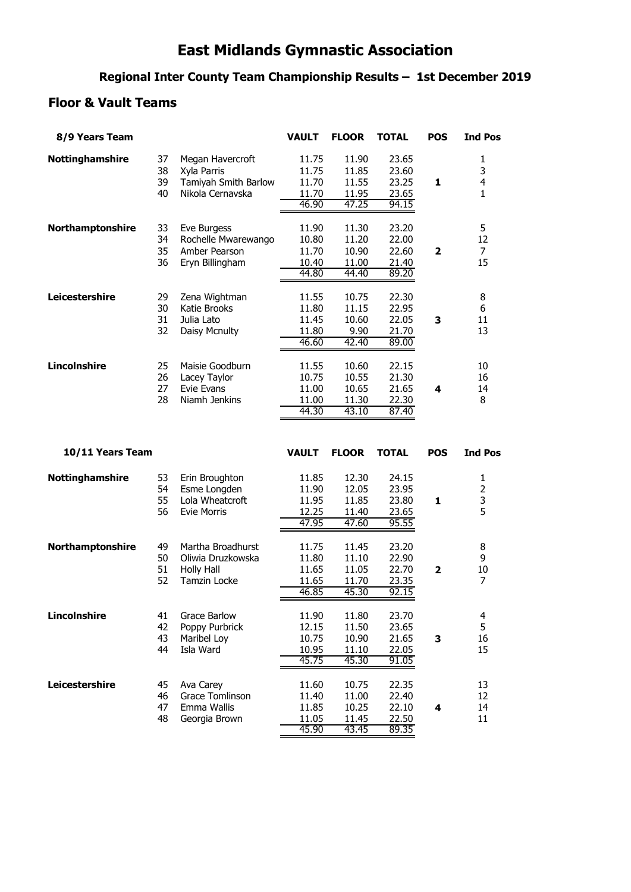# East Midlands Gymnastic Association

## Regional Inter County Team Championship Results – 1st December 2019

### Floor & Vault Teams

| 8/9 Years Team | | | VAULT | FLOOR | TOTAL | POS | Ind Pos |
|---|---|---|---|---|---|---|---|
| **Nottinghamshire** | 37 | Megan Havercroft | 11.75 | 11.90 | 23.65 | | 1 |
| | 38 | Xyla Parris | 11.75 | 11.85 | 23.60 | | 3 |
| | 39 | Tamiyah Smith Barlow | 11.70 | 11.55 | 23.25 | **1** | 4 |
| | 40 | Nikola Cernavska | 11.70 | 11.95 | 23.65 | | 1 |
| | | | 46.90 | 47.25 | 94.15 | | |
| **Northamptonshire** | 33 | Eve Burgess | 11.90 | 11.30 | 23.20 | | 5 |
| | 34 | Rochelle Mwarewango | 10.80 | 11.20 | 22.00 | | 12 |
| | 35 | Amber Pearson | 11.70 | 10.90 | 22.60 | **2** | 7 |
| | 36 | Eryn Billingham | 10.40 | 11.00 | 21.40 | | 15 |
| | | | 44.80 | 44.40 | 89.20 | | |
| **Leicestershire** | 29 | Zena Wightman | 11.55 | 10.75 | 22.30 | | 8 |
| | 30 | Katie Brooks | 11.80 | 11.15 | 22.95 | | 6 |
| | 31 | Julia Lato | 11.45 | 10.60 | 22.05 | **3** | 11 |
| | 32 | Daisy Mcnulty | 11.80 | 9.90 | 21.70 | | 13 |
| | | | 46.60 | 42.40 | 89.00 | | |
| **Lincolnshire** | 25 | Maisie Goodburn | 11.55 | 10.60 | 22.15 | | 10 |
| | 26 | Lacey Taylor | 10.75 | 10.55 | 21.30 | | 16 |
| | 27 | Evie Evans | 11.00 | 10.65 | 21.65 | **4** | 14 |
| | 28 | Niamh Jenkins | 11.00 | 11.30 | 22.30 | | 8 |
| | | | 44.30 | 43.10 | 87.40 | | |

| 10/11 Years Team | | | VAULT | FLOOR | TOTAL | POS | Ind Pos |
|---|---|---|---|---|---|---|---|
| **Nottinghamshire** | 53 | Erin Broughton | 11.85 | 12.30 | 24.15 | | 1 |
| | 54 | Esme Longden | 11.90 | 12.05 | 23.95 | | 2 |
| | 55 | Lola Wheatcroft | 11.95 | 11.85 | 23.80 | **1** | 3 |
| | 56 | Evie Morris | 12.25 | 11.40 | 23.65 | | 5 |
| | | | 47.95 | 47.60 | 95.55 | | |
| **Northamptonshire** | 49 | Martha Broadhurst | 11.75 | 11.45 | 23.20 | | 8 |
| | 50 | Oliwia Druzkowska | 11.80 | 11.10 | 22.90 | | 9 |
| | 51 | Holly Hall | 11.65 | 11.05 | 22.70 | **2** | 10 |
| | 52 | Tamzin Locke | 11.65 | 11.70 | 23.35 | | 7 |
| | | | 46.85 | 45.30 | 92.15 | | |
| **Lincolnshire** | 41 | Grace Barlow | 11.90 | 11.80 | 23.70 | | 4 |
| | 42 | Poppy Purbrick | 12.15 | 11.50 | 23.65 | | 5 |
| | 43 | Maribel Loy | 10.75 | 10.90 | 21.65 | **3** | 16 |
| | 44 | Isla Ward | 10.95 | 11.10 | 22.05 | | 15 |
| | | | 45.75 | 45.30 | 91.05 | | |
| **Leicestershire** | 45 | Ava Carey | 11.60 | 10.75 | 22.35 | | 13 |
| | 46 | Grace Tomlinson | 11.40 | 11.00 | 22.40 | | 12 |
| | 47 | Emma Wallis | 11.85 | 10.25 | 22.10 | **4** | 14 |
| | 48 | Georgia Brown | 11.05 | 11.45 | 22.50 | | 11 |
| | | | 45.90 | 43.45 | 89.35 | | |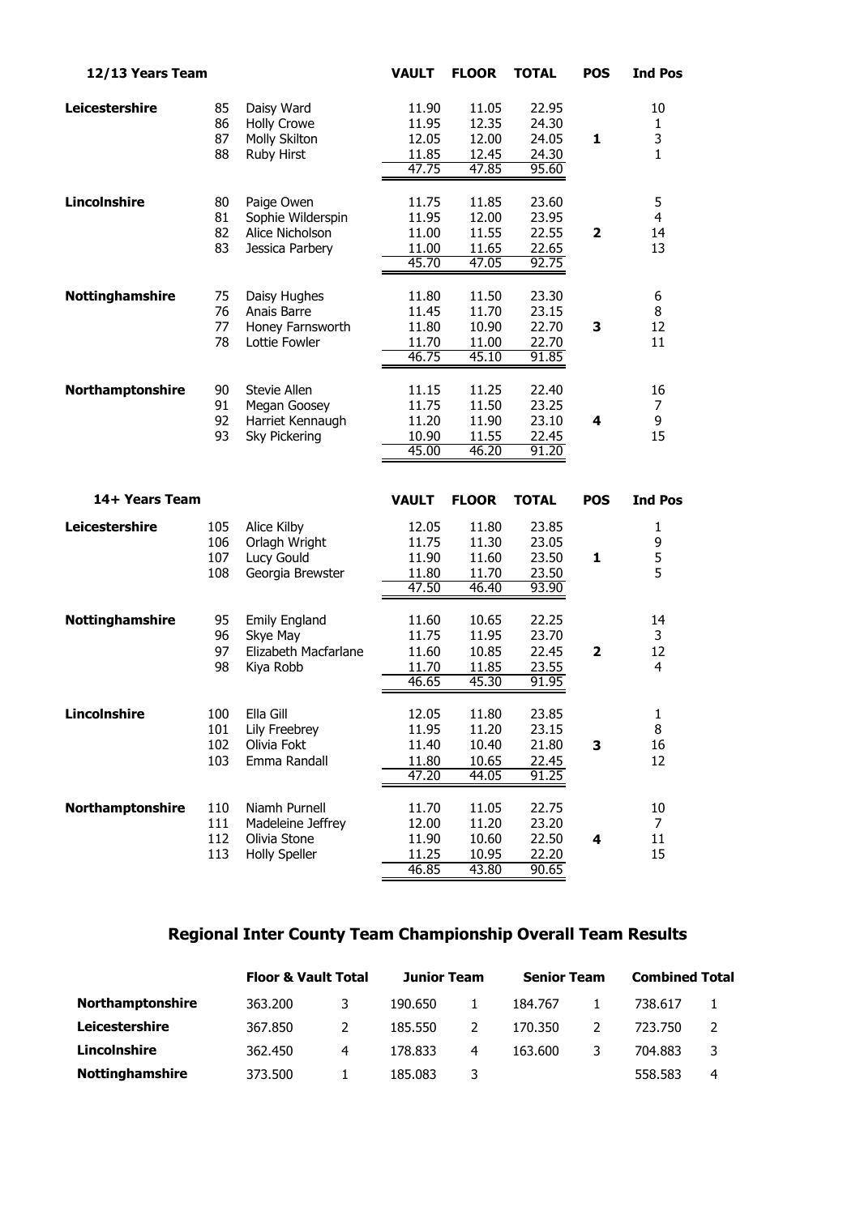| 12/13 Years Team | | | VAULT | FLOOR | TOTAL | POS | Ind Pos |
|---|---|---|---|---|---|---|---|
| **Leicestershire** | 85 | Daisy Ward | 11.90 | 11.05 | 22.95 | | 10 |
| | 86 | Holly Crowe | 11.95 | 12.35 | 24.30 | | 1 |
| | 87 | Molly Skilton | 12.05 | 12.00 | 24.05 | **1** | 3 |
| | 88 | Ruby Hirst | 11.85 | 12.45 | 24.30 | | 1 |
| | | | 47.75 | 47.85 | 95.60 | | |
| **Lincolnshire** | 80 | Paige Owen | 11.75 | 11.85 | 23.60 | | 5 |
| | 81 | Sophie Wilderspin | 11.95 | 12.00 | 23.95 | | 4 |
| | 82 | Alice Nicholson | 11.00 | 11.55 | 22.55 | **2** | 14 |
| | 83 | Jessica Parbery | 11.00 | 11.65 | 22.65 | | 13 |
| | | | 45.70 | 47.05 | 92.75 | | |
| **Nottinghamshire** | 75 | Daisy Hughes | 11.80 | 11.50 | 23.30 | | 6 |
| | 76 | Anais Barre | 11.45 | 11.70 | 23.15 | | 8 |
| | 77 | Honey Farnsworth | 11.80 | 10.90 | 22.70 | **3** | 12 |
| | 78 | Lottie Fowler | 11.70 | 11.00 | 22.70 | | 11 |
| | | | 46.75 | 45.10 | 91.85 | | |
| **Northamptonshire** | 90 | Stevie Allen | 11.15 | 11.25 | 22.40 | | 16 |
| | 91 | Megan Goosey | 11.75 | 11.50 | 23.25 | | 7 |
| | 92 | Harriet Kennaugh | 11.20 | 11.90 | 23.10 | **4** | 9 |
| | 93 | Sky Pickering | 10.90 | 11.55 | 22.45 | | 15 |
| | | | 45.00 | 46.20 | 91.20 | | |

| 14+ Years Team | | | VAULT | FLOOR | TOTAL | POS | Ind Pos |
|---|---|---|---|---|---|---|---|
| **Leicestershire** | 105 | Alice Kilby | 12.05 | 11.80 | 23.85 | | 1 |
| | 106 | Orlagh Wright | 11.75 | 11.30 | 23.05 | | 9 |
| | 107 | Lucy Gould | 11.90 | 11.60 | 23.50 | **1** | 5 |
| | 108 | Georgia Brewster | 11.80 | 11.70 | 23.50 | | 5 |
| | | | 47.50 | 46.40 | 93.90 | | |
| **Nottinghamshire** | 95 | Emily England | 11.60 | 10.65 | 22.25 | | 14 |
| | 96 | Skye May | 11.75 | 11.95 | 23.70 | | 3 |
| | 97 | Elizabeth Macfarlane | 11.60 | 10.85 | 22.45 | **2** | 12 |
| | 98 | Kiya Robb | 11.70 | 11.85 | 23.55 | | 4 |
| | | | 46.65 | 45.30 | 91.95 | | |
| **Lincolnshire** | 100 | Ella Gill | 12.05 | 11.80 | 23.85 | | 1 |
| | 101 | Lily Freebrey | 11.95 | 11.20 | 23.15 | | 8 |
| | 102 | Olivia Fokt | 11.40 | 10.40 | 21.80 | **3** | 16 |
| | 103 | Emma Randall | 11.80 | 10.65 | 22.45 | | 12 |
| | | | 47.20 | 44.05 | 91.25 | | |
| **Northamptonshire** | 110 | Niamh Purnell | 11.70 | 11.05 | 22.75 | | 10 |
| | 111 | Madeleine Jeffrey | 12.00 | 11.20 | 23.20 | | 7 |
| | 112 | Olivia Stone | 11.90 | 10.60 | 22.50 | **4** | 11 |
| | 113 | Holly Speller | 11.25 | 10.95 | 22.20 | | 15 |
| | | | 46.85 | 43.80 | 90.65 | | |

## Regional Inter County Team Championship Overall Team Results

| | Floor & Vault Total | | Junior Team | | Senior Team | | Combined Total | |
|---|---|---|---|---|---|---|---|---|
| **Northamptonshire** | 363.200 | 3 | 190.650 | 1 | 184.767 | 1 | 738.617 | 1 |
| **Leicestershire** | 367.850 | 2 | 185.550 | 2 | 170.350 | 2 | 723.750 | 2 |
| **Lincolnshire** | 362.450 | 4 | 178.833 | 4 | 163.600 | 3 | 704.883 | 3 |
| **Nottinghamshire** | 373.500 | 1 | 185.083 | 3 | | | 558.583 | 4 |